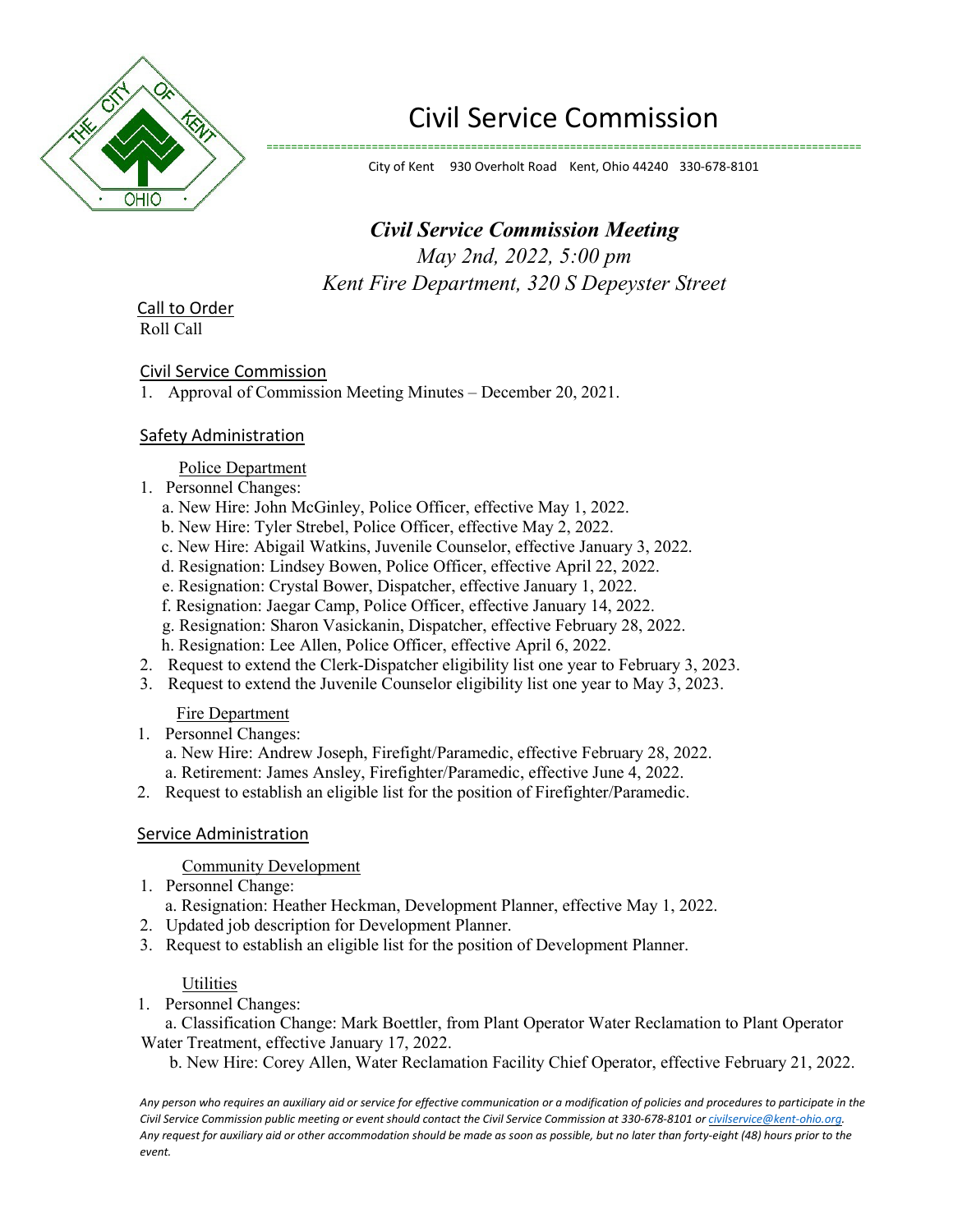# Civil Service Commission

City of Kent 930 Overholt Road Kent, Ohio 44240 330-678-8101

## *Civil Service Commission Meeting*

*May 2nd, 2022, 5:00 pm*

*Kent Fire Department, 320 S Depeyster Street*

Call to Order

Roll Call

### Civil Service Commission

1. Approval of Commission Meeting Minutes – December 20, 2021.

### Safety Administration

Police Department

1. Personnel Changes:
   a. New Hire: John McGinley, Police Officer, effective May 1, 2022.
   b. New Hire: Tyler Strebel, Police Officer, effective May 2, 2022.
   c. New Hire: Abigail Watkins, Juvenile Counselor, effective January 3, 2022.
   d. Resignation: Lindsey Bowen, Police Officer, effective April 22, 2022.
   e. Resignation: Crystal Bower, Dispatcher, effective January 1, 2022.
   f. Resignation: Jaegar Camp, Police Officer, effective January 14, 2022.
   g. Resignation: Sharon Vasickanin, Dispatcher, effective February 28, 2022.
   h. Resignation: Lee Allen, Police Officer, effective April 6, 2022.
2. Request to extend the Clerk-Dispatcher eligibility list one year to February 3, 2023.
3. Request to extend the Juvenile Counselor eligibility list one year to May 3, 2023.

Fire Department

1. Personnel Changes:
   a. New Hire: Andrew Joseph, Firefight/Paramedic, effective February 28, 2022.
   a. Retirement: James Ansley, Firefighter/Paramedic, effective June 4, 2022.
2. Request to establish an eligible list for the position of Firefighter/Paramedic.

### Service Administration

Community Development

1. Personnel Change:
   a. Resignation: Heather Heckman, Development Planner, effective May 1, 2022.
2. Updated job description for Development Planner.
3. Request to establish an eligible list for the position of Development Planner.

Utilities

1. Personnel Changes:
   a. Classification Change: Mark Boettler, from Plant Operator Water Reclamation to Plant Operator Water Treatment, effective January 17, 2022.
   b. New Hire: Corey Allen, Water Reclamation Facility Chief Operator, effective February 21, 2022.

*Any person who requires an auxiliary aid or service for effective communication or a modification of policies and procedures to participate in the Civil Service Commission public meeting or event should contact the Civil Service Commission at 330-678-8101 or civilservice@kent-ohio.org. Any request for auxiliary aid or other accommodation should be made as soon as possible, but no later than forty-eight (48) hours prior to the event.*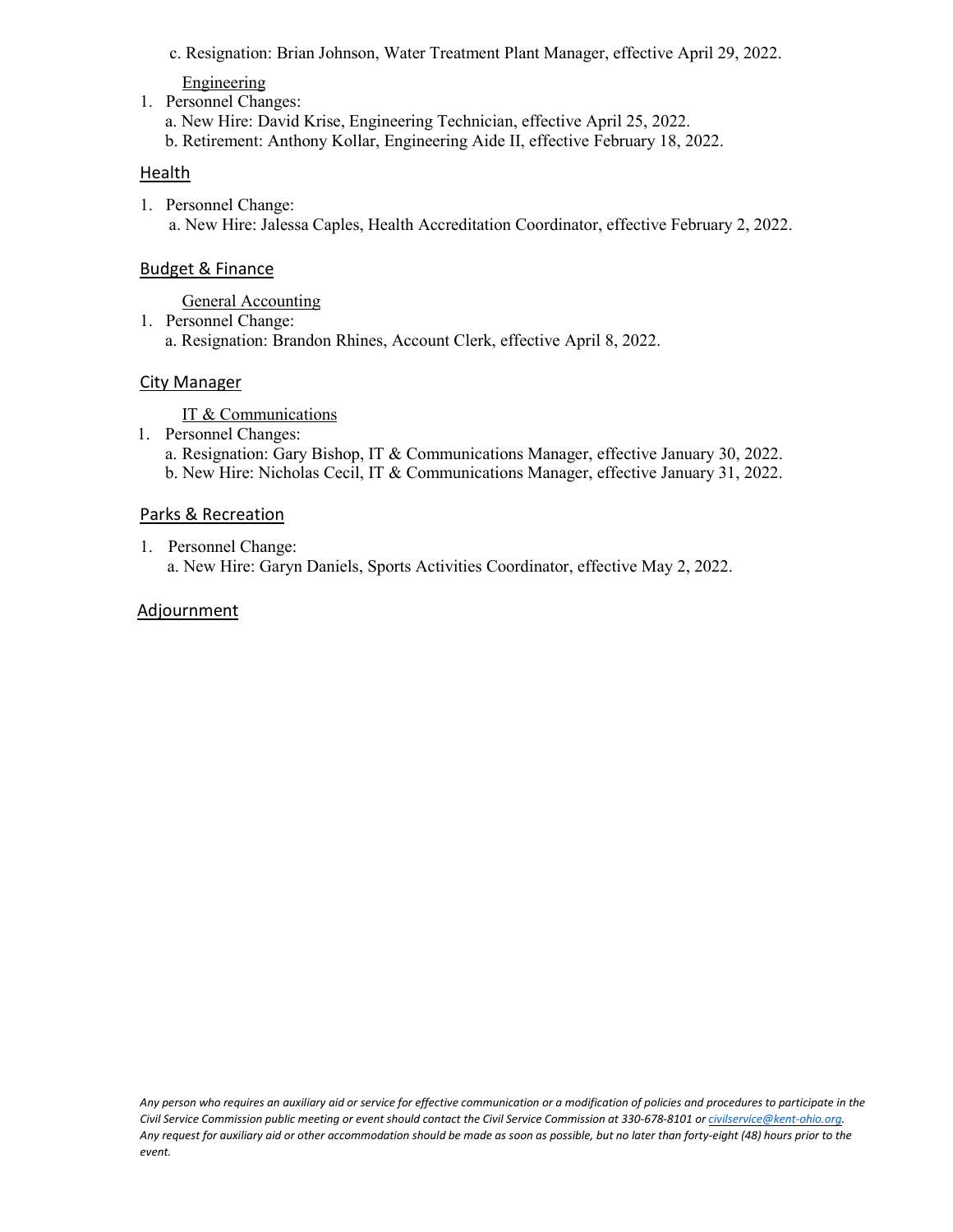c. Resignation: Brian Johnson, Water Treatment Plant Manager, effective April 29, 2022.

Engineering

1. Personnel Changes:
   a. New Hire: David Krise, Engineering Technician, effective April 25, 2022.
   b. Retirement: Anthony Kollar, Engineering Aide II, effective February 18, 2022.

## Health

1. Personnel Change:
   a. New Hire: Jalessa Caples, Health Accreditation Coordinator, effective February 2, 2022.

## Budget & Finance

General Accounting

1. Personnel Change:
   a. Resignation: Brandon Rhines, Account Clerk, effective April 8, 2022.

## City Manager

IT & Communications

1. Personnel Changes:
   a. Resignation: Gary Bishop, IT & Communications Manager, effective January 30, 2022.
   b. New Hire: Nicholas Cecil, IT & Communications Manager, effective January 31, 2022.

## Parks & Recreation

1. Personnel Change:
   a. New Hire: Garyn Daniels, Sports Activities Coordinator, effective May 2, 2022.

## Adjournment

*Any person who requires an auxiliary aid or service for effective communication or a modification of policies and procedures to participate in the Civil Service Commission public meeting or event should contact the Civil Service Commission at 330-678-8101 or civilservice@kent-ohio.org. Any request for auxiliary aid or other accommodation should be made as soon as possible, but no later than forty-eight (48) hours prior to the event.*